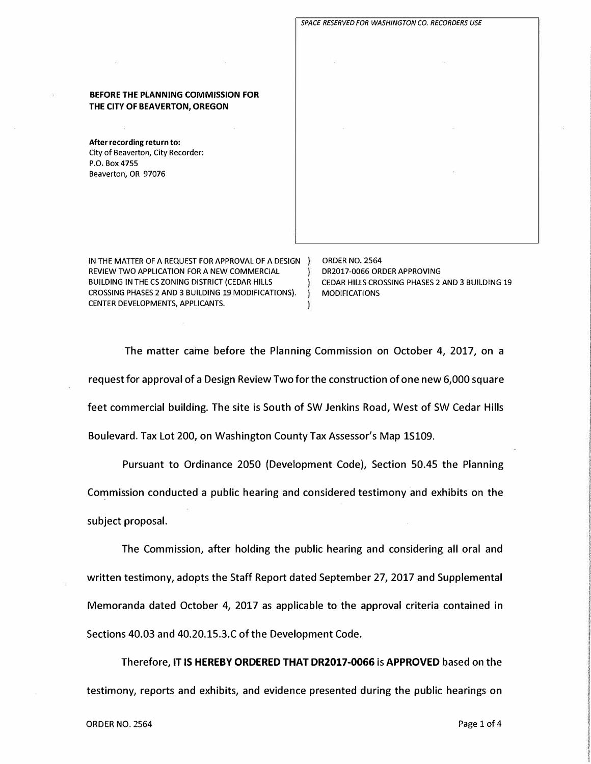SPACE RESERVED FOR WASHINGTON CO. RECORDERS USE

**BEFORE THE PLANNING COMMISSION FOR THE CITY OF BEAVERTON, OREGON**

**After recording return to:**
City of Beaverton, City Recorder:
P.O. Box 4755
Beaverton, OR 97076

| | |
|---|---|
| IN THE MATTER OF A REQUEST FOR APPROVAL OF A DESIGN REVIEW TWO APPLICATION FOR A NEW COMMERCIAL BUILDING IN THE CS ZONING DISTRICT (CEDAR HILLS CROSSING PHASES 2 AND 3 BUILDING 19 MODIFICATIONS). CENTER DEVELOPMENTS, APPLICANTS. | ORDER NO. 2564<br>DR2017-0066 ORDER APPROVING CEDAR HILLS CROSSING PHASES 2 AND 3 BUILDING 19 MODIFICATIONS |

The matter came before the Planning Commission on October 4, 2017, on a request for approval of a Design Review Two for the construction of one new 6,000 square feet commercial building. The site is South of SW Jenkins Road, West of SW Cedar Hills Boulevard. Tax Lot 200, on Washington County Tax Assessor's Map 1S109.

Pursuant to Ordinance 2050 (Development Code), Section 50.45 the Planning Commission conducted a public hearing and considered testimony and exhibits on the subject proposal.

The Commission, after holding the public hearing and considering all oral and written testimony, adopts the Staff Report dated September 27, 2017 and Supplemental Memoranda dated October 4, 2017 as applicable to the approval criteria contained in Sections 40.03 and 40.20.15.3.C of the Development Code.

Therefore, **IT IS HEREBY ORDERED THAT DR2017-0066** is **APPROVED** based on the testimony, reports and exhibits, and evidence presented during the public hearings on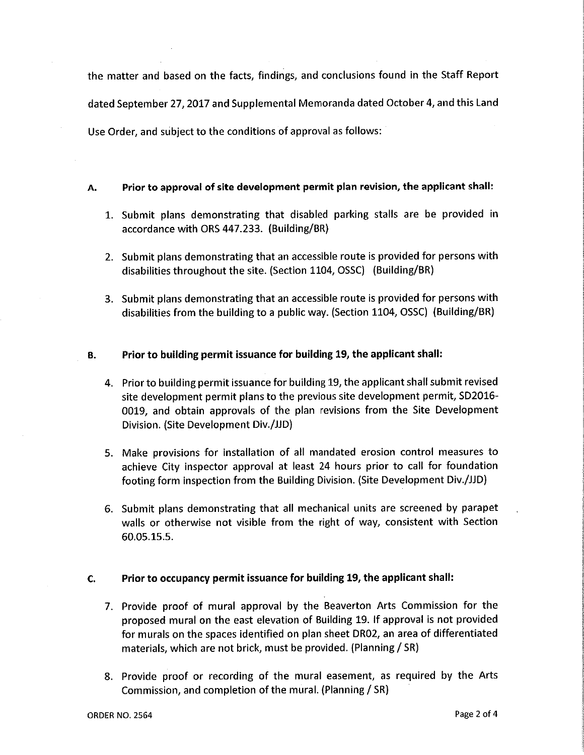the matter and based on the facts, findings, and conclusions found in the Staff Report dated September 27, 2017 and Supplemental Memoranda dated October 4, and this Land Use Order, and subject to the conditions of approval as follows:

**A. Prior to approval of site development permit plan revision, the applicant shall:**

1. Submit plans demonstrating that disabled parking stalls are be provided in accordance with ORS 447.233. (Building/BR)
2. Submit plans demonstrating that an accessible route is provided for persons with disabilities throughout the site. (Section 1104, OSSC) (Building/BR)
3. Submit plans demonstrating that an accessible route is provided for persons with disabilities from the building to a public way. (Section 1104, OSSC) (Building/BR)

**B. Prior to building permit issuance for building 19, the applicant shall:**

4. Prior to building permit issuance for building 19, the applicant shall submit revised site development permit plans to the previous site development permit, SD2016-0019, and obtain approvals of the plan revisions from the Site Development Division. (Site Development Div./JJD)
5. Make provisions for installation of all mandated erosion control measures to achieve City inspector approval at least 24 hours prior to call for foundation footing form inspection from the Building Division. (Site Development Div./JJD)
6. Submit plans demonstrating that all mechanical units are screened by parapet walls or otherwise not visible from the right of way, consistent with Section 60.05.15.5.

**C. Prior to occupancy permit issuance for building 19, the applicant shall:**

7. Provide proof of mural approval by the Beaverton Arts Commission for the proposed mural on the east elevation of Building 19. If approval is not provided for murals on the spaces identified on plan sheet DR02, an area of differentiated materials, which are not brick, must be provided. (Planning / SR)
8. Provide proof or recording of the mural easement, as required by the Arts Commission, and completion of the mural. (Planning / SR)

ORDER NO. 2564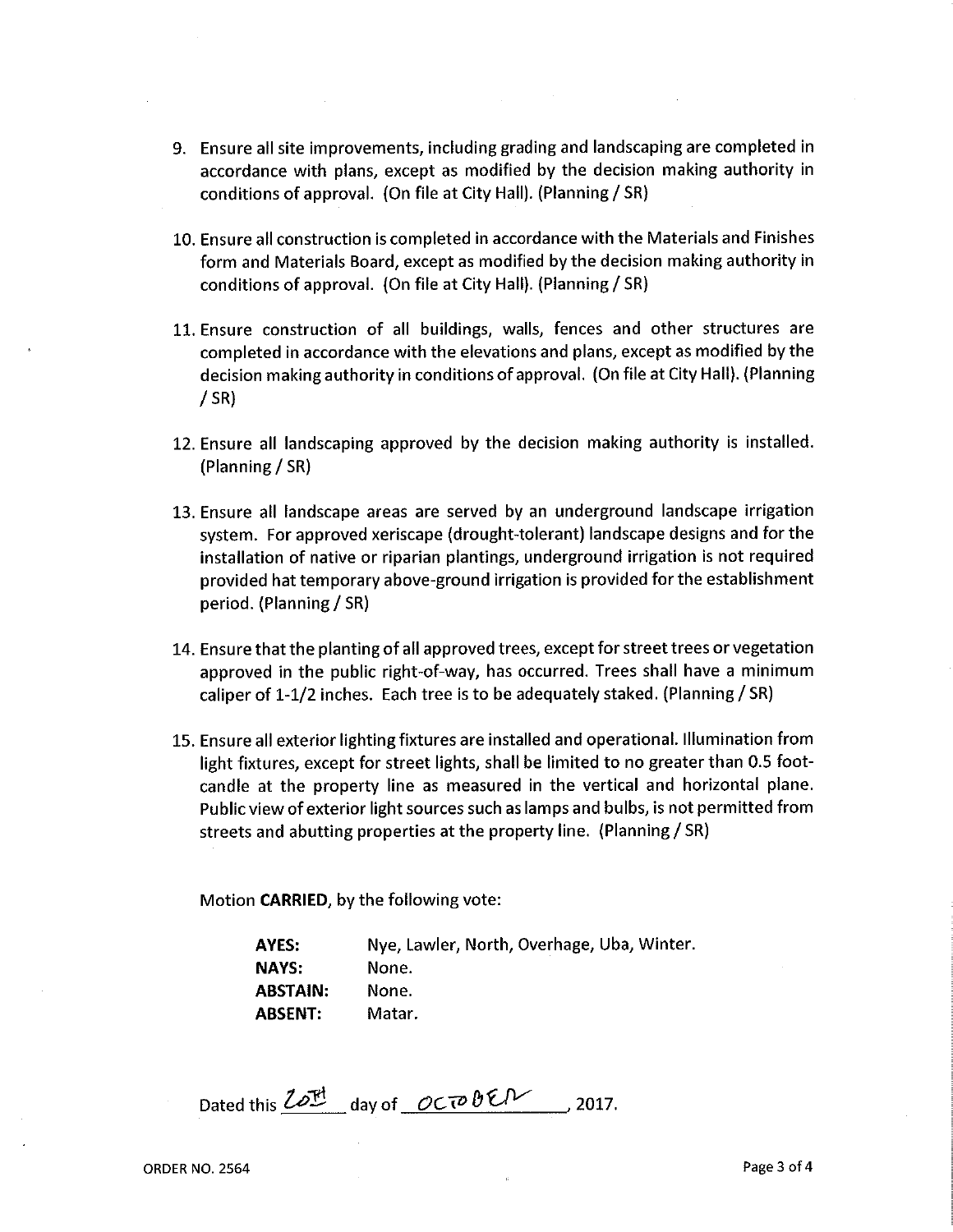9. Ensure all site improvements, including grading and landscaping are completed in accordance with plans, except as modified by the decision making authority in conditions of approval. (On file at City Hall). (Planning / SR)

10. Ensure all construction is completed in accordance with the Materials and Finishes form and Materials Board, except as modified by the decision making authority in conditions of approval. (On file at City Hall). (Planning / SR)

11. Ensure construction of all buildings, walls, fences and other structures are completed in accordance with the elevations and plans, except as modified by the decision making authority in conditions of approval. (On file at City Hall). (Planning / SR)

12. Ensure all landscaping approved by the decision making authority is installed. (Planning / SR)

13. Ensure all landscape areas are served by an underground landscape irrigation system. For approved xeriscape (drought-tolerant) landscape designs and for the installation of native or riparian plantings, underground irrigation is not required provided hat temporary above-ground irrigation is provided for the establishment period. (Planning / SR)

14. Ensure that the planting of all approved trees, except for street trees or vegetation approved in the public right-of-way, has occurred. Trees shall have a minimum caliper of 1-1/2 inches. Each tree is to be adequately staked. (Planning / SR)

15. Ensure all exterior lighting fixtures are installed and operational. Illumination from light fixtures, except for street lights, shall be limited to no greater than 0.5 foot-candle at the property line as measured in the vertical and horizontal plane. Public view of exterior light sources such as lamps and bulbs, is not permitted from streets and abutting properties at the property line. (Planning / SR)

Motion **CARRIED**, by the following vote:

| | |
|---|---|
| **AYES:** | Nye, Lawler, North, Overhage, Uba, Winter. |
| **NAYS:** | None. |
| **ABSTAIN:** | None. |
| **ABSENT:** | Matar. |

Dated this 20TH day of OCTOBER, 2017.

ORDER NO. 2564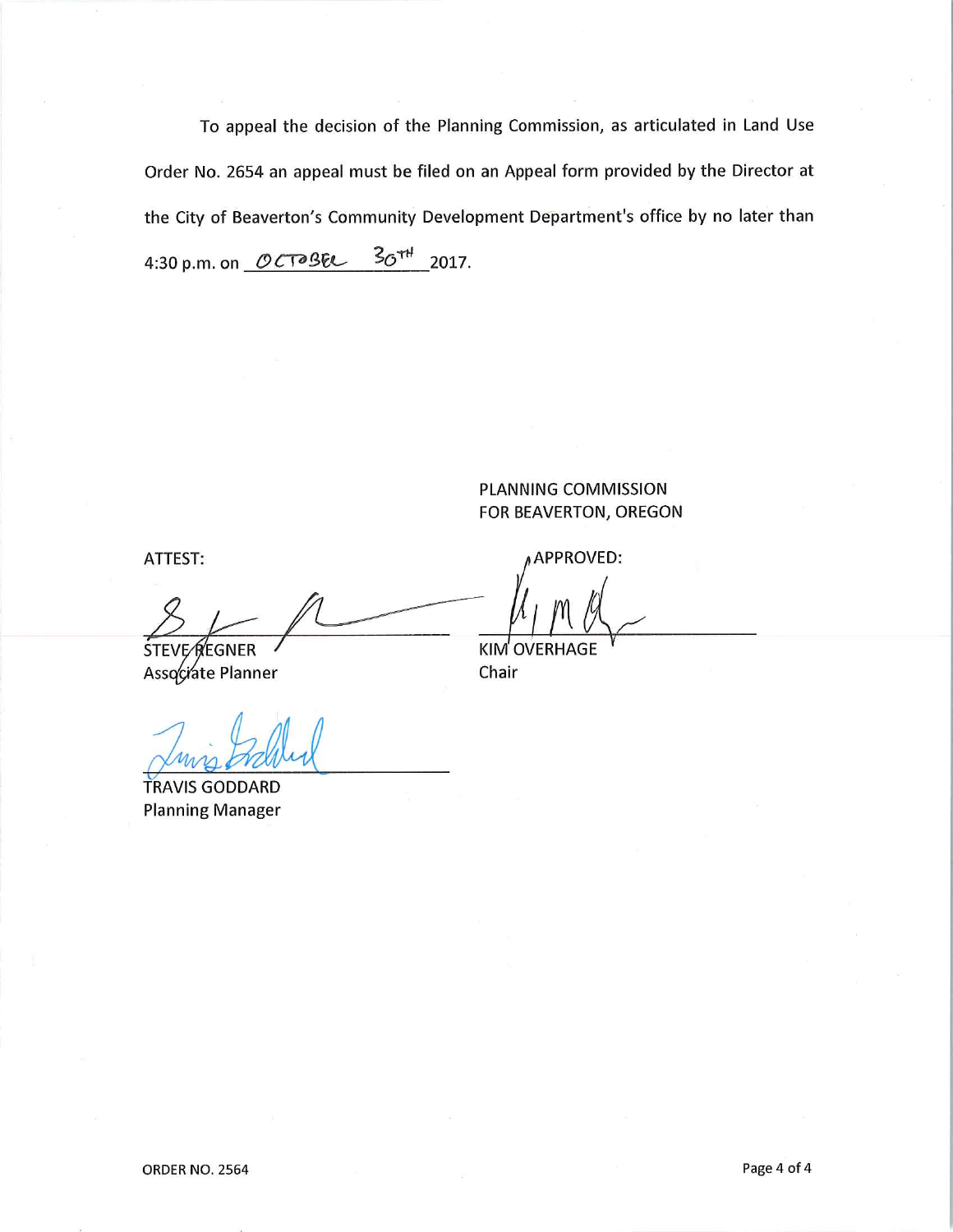To appeal the decision of the Planning Commission, as articulated in Land Use Order No. 2654 an appeal must be filed on an Appeal form provided by the Director at the City of Beaverton's Community Development Department's office by no later than 4:30 p.m. on OCTOBER 30TH 2017.

PLANNING COMMISSION
FOR BEAVERTON, OREGON

ATTEST:

STEVE REGNER
Associate Planner

APPROVED:

KIM OVERHAGE
Chair

TRAVIS GODDARD
Planning Manager

ORDER NO. 2564